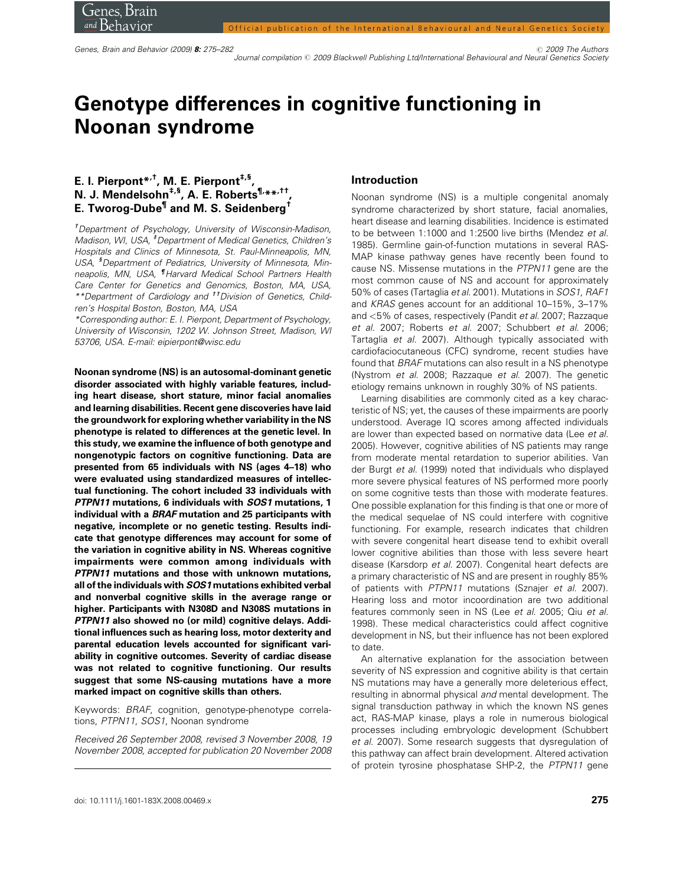# Genotype differences in cognitive functioning in Noonan syndrome

**E. I. Pierpont*,[†], M. E. Pierpont[‡,§], N. J. Mendelsohn[‡,§], A. E. Roberts[¶,**,††], E. Tworog-Dube[¶] and M. S. Seidenberg[†]**

[†]Department of Psychology, University of Wisconsin-Madison, Madison, WI, USA, [‡]Department of Medical Genetics, Children's Hospitals and Clinics of Minnesota, St. Paul-Minneapolis, MN, USA, [§]Department of Pediatrics, University of Minnesota, Minneapolis, MN, USA, [¶]Harvard Medical School Partners Health Care Center for Genetics and Genomics, Boston, MA, USA, **Department of Cardiology and [††]Division of Genetics, Children's Hospital Boston, Boston, MA, USA

*Corresponding author: E. I. Pierpont, Department of Psychology, University of Wisconsin, 1202 W. Johnson Street, Madison, WI 53706, USA. E-mail: eipierpont@wisc.edu

**Noonan syndrome (NS) is an autosomal-dominant genetic disorder associated with highly variable features, including heart disease, short stature, minor facial anomalies and learning disabilities. Recent gene discoveries have laid the groundwork for exploring whether variability in the NS phenotype is related to differences at the genetic level. In this study, we examine the influence of both genotype and nongenotypic factors on cognitive functioning. Data are presented from 65 individuals with NS (ages 4–18) who were evaluated using standardized measures of intellectual functioning. The cohort included 33 individuals with *PTPN11* mutations, 6 individuals with *SOS1* mutations, 1 individual with a *BRAF* mutation and 25 participants with negative, incomplete or no genetic testing. Results indicate that genotype differences may account for some of the variation in cognitive ability in NS. Whereas cognitive impairments were common among individuals with *PTPN11* mutations and those with unknown mutations, all of the individuals with *SOS1* mutations exhibited verbal and nonverbal cognitive skills in the average range or higher. Participants with N308D and N308S mutations in *PTPN11* also showed no (or mild) cognitive delays. Additional influences such as hearing loss, motor dexterity and parental education levels accounted for significant variability in cognitive outcomes. Severity of cardiac disease was not related to cognitive functioning. Our results suggest that some NS-causing mutations have a more marked impact on cognitive skills than others.**

Keywords: *BRAF*, cognition, genotype-phenotype correlations, *PTPN11*, *SOS1*, Noonan syndrome

*Received 26 September 2008, revised 3 November 2008, 19 November 2008, accepted for publication 20 November 2008*

## Introduction

Noonan syndrome (NS) is a multiple congenital anomaly syndrome characterized by short stature, facial anomalies, heart disease and learning disabilities. Incidence is estimated to be between 1:1000 and 1:2500 live births (Mendez *et al.* 1985). Germline gain-of-function mutations in several RAS-MAP kinase pathway genes have recently been found to cause NS. Missense mutations in the *PTPN11* gene are the most common cause of NS and account for approximately 50% of cases (Tartaglia *et al.* 2001). Mutations in *SOS1, RAF1* and *KRAS* genes account for an additional 10–15%, 3–17% and <5% of cases, respectively (Pandit *et al.* 2007; Razzaque *et al.* 2007; Roberts *et al.* 2007; Schubbert *et al.* 2006; Tartaglia *et al.* 2007). Although typically associated with cardiofaciocutaneous (CFC) syndrome, recent studies have found that *BRAF* mutations can also result in a NS phenotype (Nystrom *et al.* 2008; Razzaque *et al.* 2007). The genetic etiology remains unknown in roughly 30% of NS patients.

Learning disabilities are commonly cited as a key characteristic of NS; yet, the causes of these impairments are poorly understood. Average IQ scores among affected individuals are lower than expected based on normative data (Lee *et al.* 2005). However, cognitive abilities of NS patients may range from moderate mental retardation to superior abilities. Van der Burgt *et al.* (1999) noted that individuals who displayed more severe physical features of NS performed more poorly on some cognitive tests than those with moderate features. One possible explanation for this finding is that one or more of the medical sequelae of NS could interfere with cognitive functioning. For example, research indicates that children with severe congenital heart disease tend to exhibit overall lower cognitive abilities than those with less severe heart disease (Karsdorp *et al.* 2007). Congenital heart defects are a primary characteristic of NS and are present in roughly 85% of patients with *PTPN11* mutations (Sznajer *et al.* 2007). Hearing loss and motor incoordination are two additional features commonly seen in NS (Lee *et al.* 2005; Qiu *et al.* 1998). These medical characteristics could affect cognitive development in NS, but their influence has not been explored to date.

An alternative explanation for the association between severity of NS expression and cognitive ability is that certain NS mutations may have a generally more deleterious effect, resulting in abnormal physical *and* mental development. The signal transduction pathway in which the known NS genes act, RAS-MAP kinase, plays a role in numerous biological processes including embryologic development (Schubbert *et al.* 2007). Some research suggests that dysregulation of this pathway can affect brain development. Altered activation of protein tyrosine phosphatase SHP-2, the *PTPN11* gene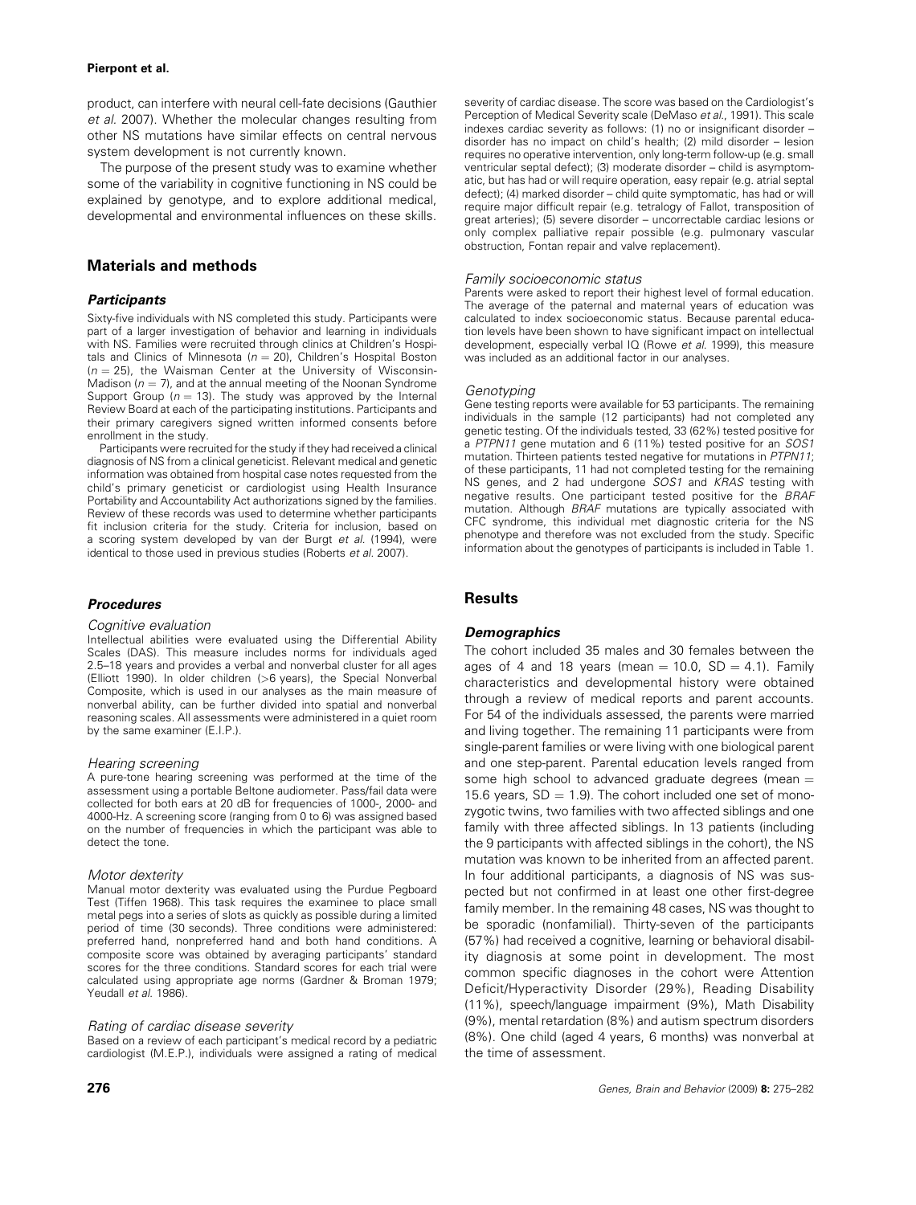product, can interfere with neural cell-fate decisions (Gauthier *et al.* 2007). Whether the molecular changes resulting from other NS mutations have similar effects on central nervous system development is not currently known.

The purpose of the present study was to examine whether some of the variability in cognitive functioning in NS could be explained by genotype, and to explore additional medical, developmental and environmental influences on these skills.

## Materials and methods

### Participants

Sixty-five individuals with NS completed this study. Participants were part of a larger investigation of behavior and learning in individuals with NS. Families were recruited through clinics at Children's Hospitals and Clinics of Minnesota ($n = 20$), Children's Hospital Boston ($n = 25$), the Waisman Center at the University of Wisconsin-Madison ($n = 7$), and at the annual meeting of the Noonan Syndrome Support Group ($n = 13$). The study was approved by the Internal Review Board at each of the participating institutions. Participants and their primary caregivers signed written informed consents before enrollment in the study.

Participants were recruited for the study if they had received a clinical diagnosis of NS from a clinical geneticist. Relevant medical and genetic information was obtained from hospital case notes requested from the child's primary geneticist or cardiologist using Health Insurance Portability and Accountability Act authorizations signed by the families. Review of these records was used to determine whether participants fit inclusion criteria for the study. Criteria for inclusion, based on a scoring system developed by van der Burgt *et al.* (1994), were identical to those used in previous studies (Roberts *et al.* 2007).

### Procedures

#### Cognitive evaluation

Intellectual abilities were evaluated using the Differential Ability Scales (DAS). This measure includes norms for individuals aged 2.5–18 years and provides a verbal and nonverbal cluster for all ages (Elliott 1990). In older children (>6 years), the Special Nonverbal Composite, which is used in our analyses as the main measure of nonverbal ability, can be further divided into spatial and nonverbal reasoning scales. All assessments were administered in a quiet room by the same examiner (E.I.P.).

#### Hearing screening

A pure-tone hearing screening was performed at the time of the assessment using a portable Beltone audiometer. Pass/fail data were collected for both ears at 20 dB for frequencies of 1000-, 2000- and 4000-Hz. A screening score (ranging from 0 to 6) was assigned based on the number of frequencies in which the participant was able to detect the tone.

#### Motor dexterity

Manual motor dexterity was evaluated using the Purdue Pegboard Test (Tiffen 1968). This task requires the examinee to place small metal pegs into a series of slots as quickly as possible during a limited period of time (30 seconds). Three conditions were administered: preferred hand, nonpreferred hand and both hand conditions. A composite score was obtained by averaging participants' standard scores for the three conditions. Standard scores for each trial were calculated using appropriate age norms (Gardner & Broman 1979; Yeudall *et al.* 1986).

#### Rating of cardiac disease severity

Based on a review of each participant's medical record by a pediatric cardiologist (M.E.P.), individuals were assigned a rating of medical severity of cardiac disease. The score was based on the Cardiologist's Perception of Medical Severity scale (DeMaso *et al.*, 1991). This scale indexes cardiac severity as follows: (1) no or insignificant disorder – disorder has no impact on child's health; (2) mild disorder – lesion requires no operative intervention, only long-term follow-up (e.g. small ventricular septal defect); (3) moderate disorder – child is asymptomatic, but has had or will require operation, easy repair (e.g. atrial septal defect); (4) marked disorder – child quite symptomatic, has had or will require major difficult repair (e.g. tetralogy of Fallot, transposition of great arteries); (5) severe disorder – uncorrectable cardiac lesions or only complex palliative repair possible (e.g. pulmonary vascular obstruction, Fontan repair and valve replacement).

#### Family socioeconomic status

Parents were asked to report their highest level of formal education. The average of the paternal and maternal years of education was calculated to index socioeconomic status. Because parental education levels have been shown to have significant impact on intellectual development, especially verbal IQ (Rowe *et al.* 1999), this measure was included as an additional factor in our analyses.

#### Genotyping

Gene testing reports were available for 53 participants. The remaining individuals in the sample (12 participants) had not completed any genetic testing. Of the individuals tested, 33 (62%) tested positive for a *PTPN11* gene mutation and 6 (11%) tested positive for an *SOS1* mutation. Thirteen patients tested negative for mutations in *PTPN11*; of these participants, 11 had not completed testing for the remaining NS genes, and 2 had undergone *SOS1* and *KRAS* testing with negative results. One participant tested positive for the *BRAF* mutation. Although *BRAF* mutations are typically associated with CFC syndrome, this individual met diagnostic criteria for the NS phenotype and therefore was not excluded from the study. Specific information about the genotypes of participants is included in Table 1.

## Results

### Demographics

The cohort included 35 males and 30 females between the ages of 4 and 18 years (mean = 10.0, SD = 4.1). Family characteristics and developmental history were obtained through a review of medical reports and parent accounts. For 54 of the individuals assessed, the parents were married and living together. The remaining 11 participants were from single-parent families or were living with one biological parent and one step-parent. Parental education levels ranged from some high school to advanced graduate degrees (mean = 15.6 years, SD = 1.9). The cohort included one set of monozygotic twins, two families with two affected siblings and one family with three affected siblings. In 13 patients (including the 9 participants with affected siblings in the cohort), the NS mutation was known to be inherited from an affected parent. In four additional participants, a diagnosis of NS was suspected but not confirmed in at least one other first-degree family member. In the remaining 48 cases, NS was thought to be sporadic (nonfamilial). Thirty-seven of the participants (57%) had received a cognitive, learning or behavioral disability diagnosis at some point in development. The most common specific diagnoses in the cohort were Attention Deficit/Hyperactivity Disorder (29%), Reading Disability (11%), speech/language impairment (9%), Math Disability (9%), mental retardation (8%) and autism spectrum disorders (8%). One child (aged 4 years, 6 months) was nonverbal at the time of assessment.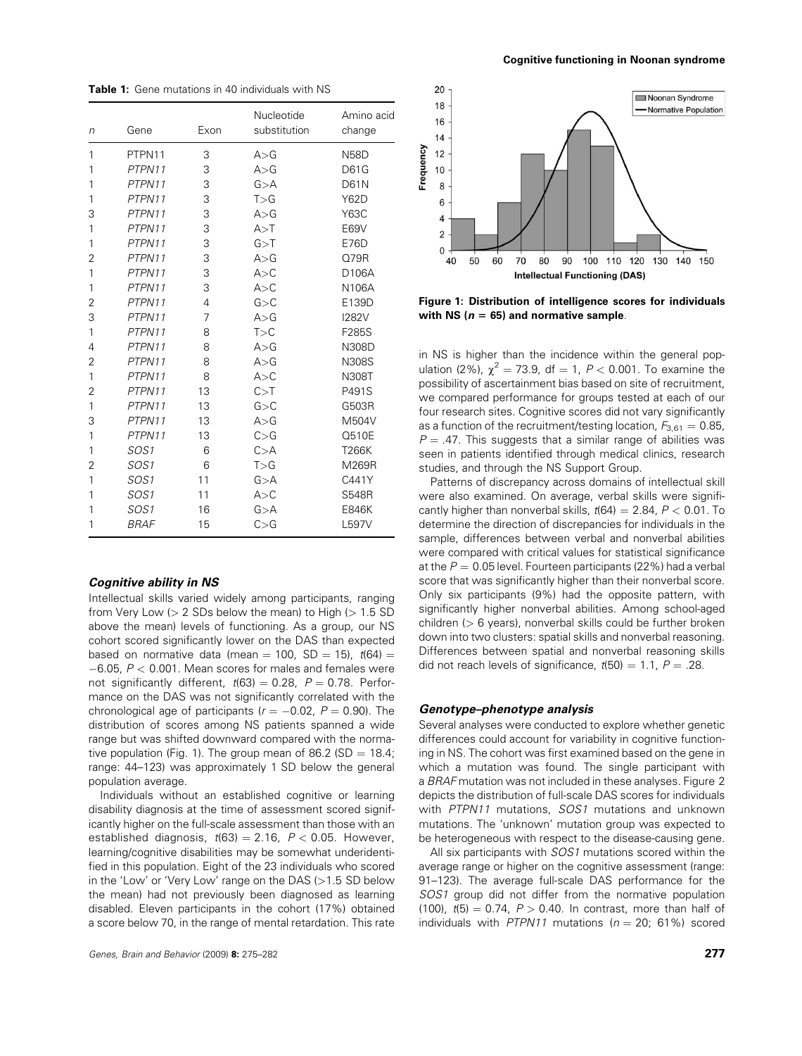**Table 1:** Gene mutations in 40 individuals with NS

| n | Gene | Exon | Nucleotide substitution | Amino acid change |
|---|---|---|---|---|
| 1 | PTPN11 | 3 | A>G | N58D |
| 1 | *PTPN11* | 3 | A>G | D61G |
| 1 | *PTPN11* | 3 | G>A | D61N |
| 1 | *PTPN11* | 3 | T>G | Y62D |
| 3 | *PTPN11* | 3 | A>G | Y63C |
| 1 | *PTPN11* | 3 | A>T | E69V |
| 1 | *PTPN11* | 3 | G>T | E76D |
| 2 | *PTPN11* | 3 | A>G | Q79R |
| 1 | *PTPN11* | 3 | A>C | D106A |
| 1 | *PTPN11* | 3 | A>C | N106A |
| 2 | *PTPN11* | 4 | G>C | E139D |
| 3 | *PTPN11* | 7 | A>G | I282V |
| 1 | *PTPN11* | 8 | T>C | F285S |
| 4 | *PTPN11* | 8 | A>G | N308D |
| 2 | *PTPN11* | 8 | A>G | N308S |
| 1 | *PTPN11* | 8 | A>C | N308T |
| 2 | *PTPN11* | 13 | C>T | P491S |
| 1 | *PTPN11* | 13 | G>C | G503R |
| 3 | *PTPN11* | 13 | A>G | M504V |
| 1 | *PTPN11* | 13 | C>G | Q510E |
| 1 | *SOS1* | 6 | C>A | T266K |
| 2 | *SOS1* | 6 | T>G | M269R |
| 1 | *SOS1* | 11 | G>A | C441Y |
| 1 | *SOS1* | 11 | A>C | S548R |
| 1 | *SOS1* | 16 | G>A | E846K |
| 1 | *BRAF* | 15 | C>G | L597V |

### *Cognitive ability in NS*

Intellectual skills varied widely among participants, ranging from Very Low (> 2 SDs below the mean) to High (> 1.5 SD above the mean) levels of functioning. As a group, our NS cohort scored significantly lower on the DAS than expected based on normative data (mean = 100, SD = 15), $t(64) = -6.05$, $P < 0.001$. Mean scores for males and females were not significantly different, $t(63) = 0.28$, $P = 0.78$. Performance on the DAS was not significantly correlated with the chronological age of participants ($r = -0.02$, $P = 0.90$). The distribution of scores among NS patients spanned a wide range but was shifted downward compared with the normative population (Fig. 1). The group mean of 86.2 (SD = 18.4; range: 44–123) was approximately 1 SD below the general population average.

Individuals without an established cognitive or learning disability diagnosis at the time of assessment scored significantly higher on the full-scale assessment than those with an established diagnosis, $t(63) = 2.16$, $P < 0.05$. However, learning/cognitive disabilities may be somewhat underidentified in this population. Eight of the 23 individuals who scored in the 'Low' or 'Very Low' range on the DAS (>1.5 SD below the mean) had not previously been diagnosed as learning disabled. Eleven participants in the cohort (17%) obtained a score below 70, in the range of mental retardation. This rate in NS is higher than the incidence within the general population (2%), $\chi^2 = 73.9$, df = 1, $P < 0.001$. To examine the possibility of ascertainment bias based on site of recruitment, we compared performance for groups tested at each of our four research sites. Cognitive scores did not vary significantly as a function of the recruitment/testing location, $F_{3,61} = 0.85$, $P = .47$. This suggests that a similar range of abilities was seen in patients identified through medical clinics, research studies, and through the NS Support Group.

**Figure 1: Distribution of intelligence scores for individuals with NS ($n = 65$) and normative sample.**

Patterns of discrepancy across domains of intellectual skill were also examined. On average, verbal skills were significantly higher than nonverbal skills, $t(64) = 2.84$, $P < 0.01$. To determine the direction of discrepancies for individuals in the sample, differences between verbal and nonverbal abilities were compared with critical values for statistical significance at the $P = 0.05$ level. Fourteen participants (22%) had a verbal score that was significantly higher than their nonverbal score. Only six participants (9%) had the opposite pattern, with significantly higher nonverbal abilities. Among school-aged children (> 6 years), nonverbal skills could be further broken down into two clusters: spatial skills and nonverbal reasoning. Differences between spatial and nonverbal reasoning skills did not reach levels of significance, $t(50) = 1.1$, $P = .28$.

### *Genotype–phenotype analysis*

Several analyses were conducted to explore whether genetic differences could account for variability in cognitive functioning in NS. The cohort was first examined based on the gene in which a mutation was found. The single participant with a *BRAF* mutation was not included in these analyses. Figure 2 depicts the distribution of full-scale DAS scores for individuals with *PTPN11* mutations, *SOS1* mutations and unknown mutations. The 'unknown' mutation group was expected to be heterogeneous with respect to the disease-causing gene.

All six participants with *SOS1* mutations scored within the average range or higher on the cognitive assessment (range: 91–123). The average full-scale DAS performance for the *SOS1* group did not differ from the normative population (100), $t(5) = 0.74$, $P > 0.40$. In contrast, more than half of individuals with *PTPN11* mutations ($n = 20$; 61%) scored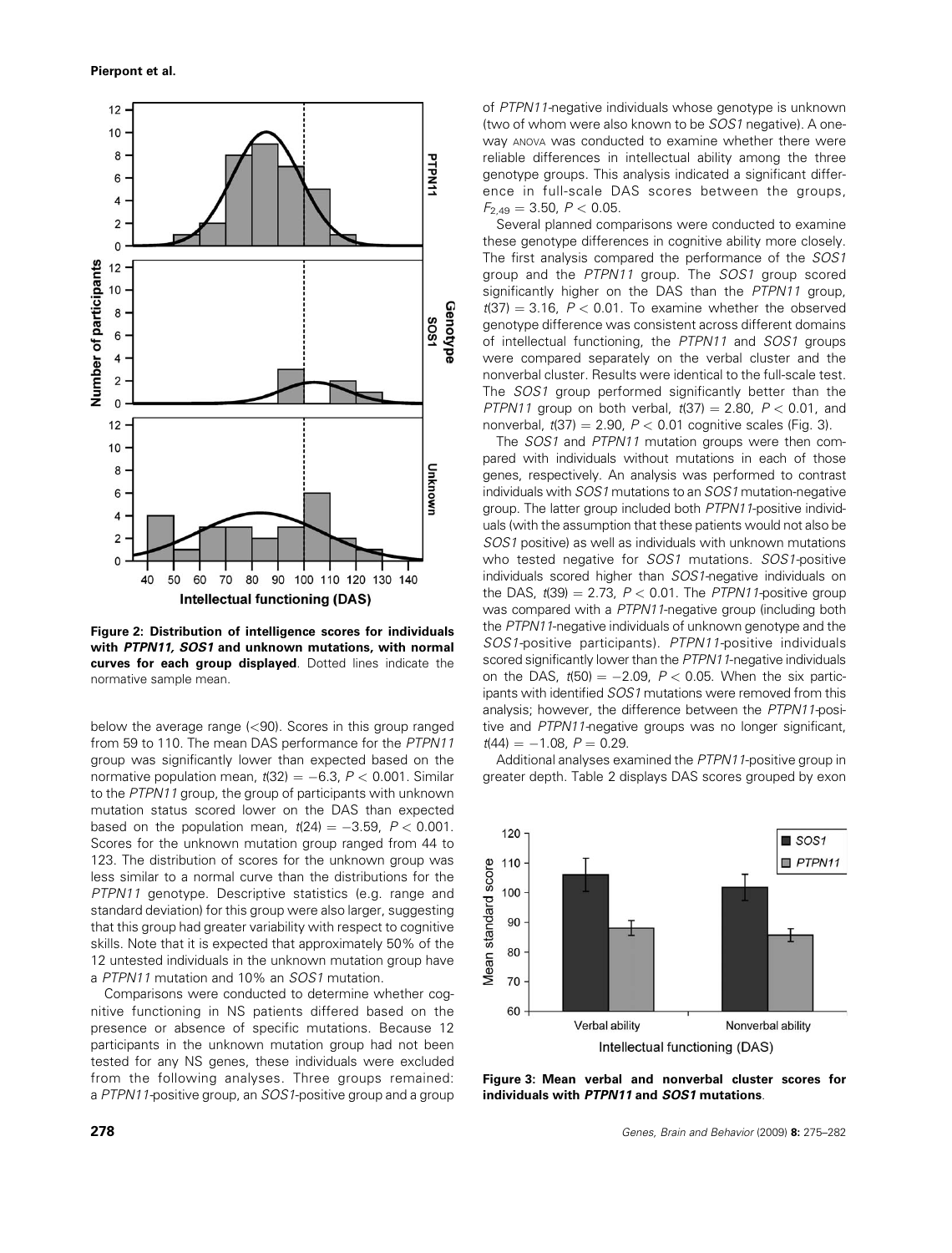**Figure 2: Distribution of intelligence scores for individuals with *PTPN11, SOS1* and unknown mutations, with normal curves for each group displayed**. Dotted lines indicate the normative sample mean.

below the average range (<90). Scores in this group ranged from 59 to 110. The mean DAS performance for the *PTPN11* group was significantly lower than expected based on the normative population mean, $t(32) = -6.3$, $P < 0.001$. Similar to the *PTPN11* group, the group of participants with unknown mutation status scored lower on the DAS than expected based on the population mean, $t(24) = -3.59$, $P < 0.001$. Scores for the unknown mutation group ranged from 44 to 123. The distribution of scores for the unknown group was less similar to a normal curve than the distributions for the *PTPN11* genotype. Descriptive statistics (e.g. range and standard deviation) for this group were also larger, suggesting that this group had greater variability with respect to cognitive skills. Note that it is expected that approximately 50% of the 12 untested individuals in the unknown mutation group have a *PTPN11* mutation and 10% an *SOS1* mutation.

Comparisons were conducted to determine whether cognitive functioning in NS patients differed based on the presence or absence of specific mutations. Because 12 participants in the unknown mutation group had not been tested for any NS genes, these individuals were excluded from the following analyses. Three groups remained: a *PTPN11*-positive group, an *SOS1*-positive group and a group of *PTPN11*-negative individuals whose genotype is unknown (two of whom were also known to be *SOS1* negative). A one-way ANOVA was conducted to examine whether there were reliable differences in intellectual ability among the three genotype groups. This analysis indicated a significant difference in full-scale DAS scores between the groups, $F_{2,49} = 3.50$, $P < 0.05$.

Several planned comparisons were conducted to examine these genotype differences in cognitive ability more closely. The first analysis compared the performance of the *SOS1* group and the *PTPN11* group. The *SOS1* group scored significantly higher on the DAS than the *PTPN11* group, $t(37) = 3.16$, $P < 0.01$. To examine whether the observed genotype difference was consistent across different domains of intellectual functioning, the *PTPN11* and *SOS1* groups were compared separately on the verbal cluster and the nonverbal cluster. Results were identical to the full-scale test. The *SOS1* group performed significantly better than the *PTPN11* group on both verbal, $t(37) = 2.80$, $P < 0.01$, and nonverbal, $t(37) = 2.90$, $P < 0.01$ cognitive scales (Fig. 3).

The *SOS1* and *PTPN11* mutation groups were then compared with individuals without mutations in each of those genes, respectively. An analysis was performed to contrast individuals with *SOS1* mutations to an *SOS1* mutation-negative group. The latter group included both *PTPN11*-positive individuals (with the assumption that these patients would not also be *SOS1* positive) as well as individuals with unknown mutations who tested negative for *SOS1* mutations. *SOS1*-positive individuals scored higher than *SOS1*-negative individuals on the DAS, $t(39) = 2.73$, $P < 0.01$. The *PTPN11*-positive group was compared with a *PTPN11*-negative group (including both the *PTPN11*-negative individuals of unknown genotype and the *SOS1*-positive participants). *PTPN11*-positive individuals scored significantly lower than the *PTPN11*-negative individuals on the DAS, $t(50) = -2.09$, $P < 0.05$. When the six participants with identified *SOS1* mutations were removed from this analysis; however, the difference between the *PTPN11*-positive and *PTPN11*-negative groups was no longer significant, $t(44) = -1.08$, $P = 0.29$.

Additional analyses examined the *PTPN11*-positive group in greater depth. Table 2 displays DAS scores grouped by exon

**Figure 3: Mean verbal and nonverbal cluster scores for individuals with *PTPN11* and *SOS1* mutations**.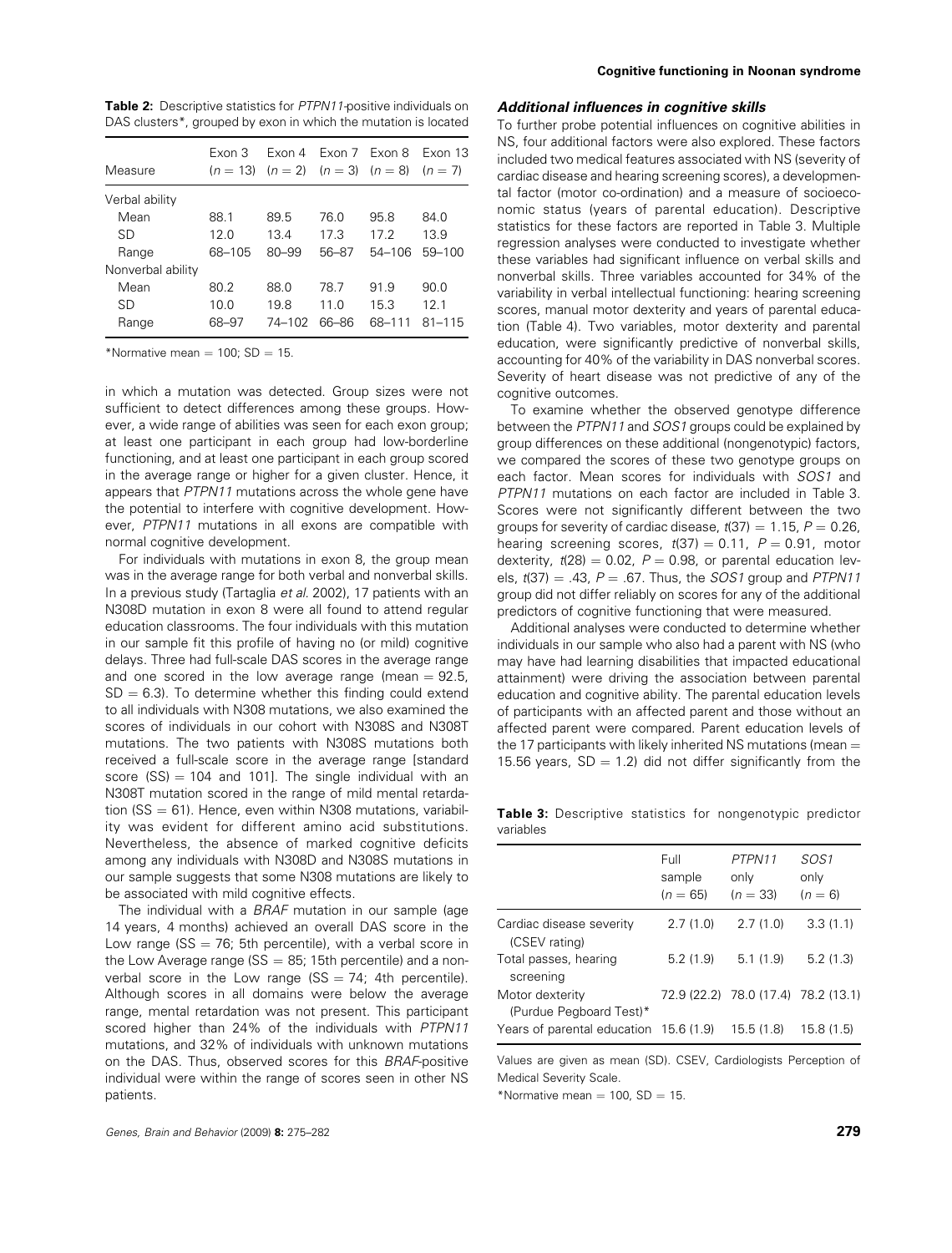**Table 2:** Descriptive statistics for *PTPN11*-positive individuals on DAS clusters*, grouped by exon in which the mutation is located

| Measure | Exon 3 ($n = 13$) | Exon 4 ($n = 2$) | Exon 7 ($n = 3$) | Exon 8 ($n = 8$) | Exon 13 ($n = 7$) |
|---|---|---|---|---|---|
| Verbal ability | | | | | |
| Mean | 88.1 | 89.5 | 76.0 | 95.8 | 84.0 |
| SD | 12.0 | 13.4 | 17.3 | 17.2 | 13.9 |
| Range | 68–105 | 80–99 | 56–87 | 54–106 | 59–100 |
| Nonverbal ability | | | | | |
| Mean | 80.2 | 88.0 | 78.7 | 91.9 | 90.0 |
| SD | 10.0 | 19.8 | 11.0 | 15.3 | 12.1 |
| Range | 68–97 | 74–102 | 66–86 | 68–111 | 81–115 |

*Normative mean = 100; SD = 15.

in which a mutation was detected. Group sizes were not sufficient to detect differences among these groups. However, a wide range of abilities was seen for each exon group; at least one participant in each group had low-borderline functioning, and at least one participant in each group scored in the average range or higher for a given cluster. Hence, it appears that *PTPN11* mutations across the whole gene have the potential to interfere with cognitive development. However, *PTPN11* mutations in all exons are compatible with normal cognitive development.

For individuals with mutations in exon 8, the group mean was in the average range for both verbal and nonverbal skills. In a previous study (Tartaglia *et al.* 2002), 17 patients with an N308D mutation in exon 8 were all found to attend regular education classrooms. The four individuals with this mutation in our sample fit this profile of having no (or mild) cognitive delays. Three had full-scale DAS scores in the average range and one scored in the low average range (mean = 92.5, SD = 6.3). To determine whether this finding could extend to all individuals with N308 mutations, we also examined the scores of individuals in our cohort with N308S and N308T mutations. The two patients with N308S mutations both received a full-scale score in the average range [standard score (SS) = 104 and 101]. The single individual with an N308T mutation scored in the range of mild mental retardation (SS = 61). Hence, even within N308 mutations, variability was evident for different amino acid substitutions. Nevertheless, the absence of marked cognitive deficits among any individuals with N308D and N308S mutations in our sample suggests that some N308 mutations are likely to be associated with mild cognitive effects.

The individual with a *BRAF* mutation in our sample (age 14 years, 4 months) achieved an overall DAS score in the Low range (SS = 76; 5th percentile), with a verbal score in the Low Average range (SS = 85; 15th percentile) and a nonverbal score in the Low range (SS = 74; 4th percentile). Although scores in all domains were below the average range, mental retardation was not present. This participant scored higher than 24% of the individuals with *PTPN11* mutations, and 32% of individuals with unknown mutations on the DAS. Thus, observed scores for this *BRAF*-positive individual were within the range of scores seen in other NS patients.

### *Additional influences in cognitive skills*

To further probe potential influences on cognitive abilities in NS, four additional factors were also explored. These factors included two medical features associated with NS (severity of cardiac disease and hearing screening scores), a developmental factor (motor co-ordination) and a measure of socioeconomic status (years of parental education). Descriptive statistics for these factors are reported in Table 3. Multiple regression analyses were conducted to investigate whether these variables had significant influence on verbal skills and nonverbal skills. Three variables accounted for 34% of the variability in verbal intellectual functioning: hearing screening scores, manual motor dexterity and years of parental education (Table 4). Two variables, motor dexterity and parental education, were significantly predictive of nonverbal skills, accounting for 40% of the variability in DAS nonverbal scores. Severity of heart disease was not predictive of any of the cognitive outcomes.

To examine whether the observed genotype difference between the *PTPN11* and *SOS1* groups could be explained by group differences on these additional (nongenotypic) factors, we compared the scores of these two genotype groups on each factor. Mean scores for individuals with *SOS1* and *PTPN11* mutations on each factor are included in Table 3. Scores were not significantly different between the two groups for severity of cardiac disease, $t(37) = 1.15$, $P = 0.26$, hearing screening scores, $t(37) = 0.11$, $P = 0.91$, motor dexterity, $t(28) = 0.02$, $P = 0.98$, or parental education levels, $t(37) = .43$, $P = .67$. Thus, the *SOS1* group and *PTPN11* group did not differ reliably on scores for any of the additional predictors of cognitive functioning that were measured.

Additional analyses were conducted to determine whether individuals in our sample who also had a parent with NS (who may have had learning disabilities that impacted educational attainment) were driving the association between parental education and cognitive ability. The parental education levels of participants with an affected parent and those without an affected parent were compared. Parent education levels of the 17 participants with likely inherited NS mutations (mean = 15.56 years, SD = 1.2) did not differ significantly from the

**Table 3:** Descriptive statistics for nongenotypic predictor variables

| | Full sample ($n = 65$) | *PTPN11* only ($n = 33$) | *SOS1* only ($n = 6$) |
|---|---|---|---|
| Cardiac disease severity (CSEV rating) | 2.7 (1.0) | 2.7 (1.0) | 3.3 (1.1) |
| Total passes, hearing screening | 5.2 (1.9) | 5.1 (1.9) | 5.2 (1.3) |
| Motor dexterity (Purdue Pegboard Test)* | 72.9 (22.2) | 78.0 (17.4) | 78.2 (13.1) |
| Years of parental education | 15.6 (1.9) | 15.5 (1.8) | 15.8 (1.5) |

Values are given as mean (SD). CSEV, Cardiologists Perception of Medical Severity Scale.

*Normative mean = 100, SD = 15.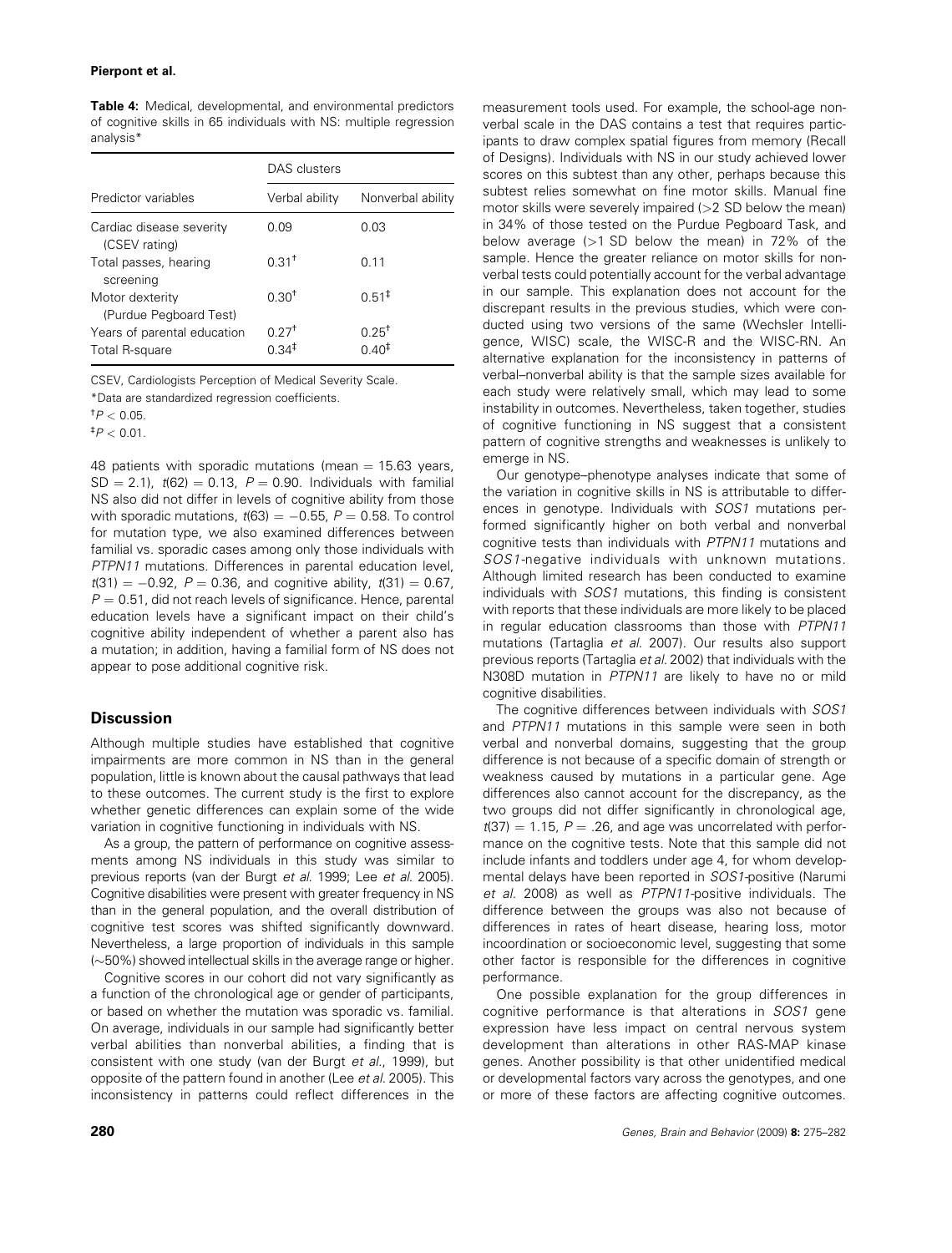**Table 4:** Medical, developmental, and environmental predictors of cognitive skills in 65 individuals with NS: multiple regression analysis*

| Predictor variables | DAS clusters | |
|---|---|---|
| | Verbal ability | Nonverbal ability |
| Cardiac disease severity (CSEV rating) | 0.09 | 0.03 |
| Total passes, hearing screening | 0.31† | 0.11 |
| Motor dexterity (Purdue Pegboard Test) | 0.30† | 0.51‡ |
| Years of parental education | 0.27† | 0.25† |
| Total R-square | 0.34‡ | 0.40‡ |

CSEV, Cardiologists Perception of Medical Severity Scale.

*Data are standardized regression coefficients.

† $P < 0.05$.

‡ $P < 0.01$.

48 patients with sporadic mutations (mean = 15.63 years, SD = 2.1), $t(62) = 0.13$, $P = 0.90$. Individuals with familial NS also did not differ in levels of cognitive ability from those with sporadic mutations, $t(63) = -0.55$, $P = 0.58$. To control for mutation type, we also examined differences between familial vs. sporadic cases among only those individuals with *PTPN11* mutations. Differences in parental education level, $t(31) = -0.92$, $P = 0.36$, and cognitive ability, $t(31) = 0.67$, $P = 0.51$, did not reach levels of significance. Hence, parental education levels have a significant impact on their child's cognitive ability independent of whether a parent also has a mutation; in addition, having a familial form of NS does not appear to pose additional cognitive risk.

## Discussion

Although multiple studies have established that cognitive impairments are more common in NS than in the general population, little is known about the causal pathways that lead to these outcomes. The current study is the first to explore whether genetic differences can explain some of the wide variation in cognitive functioning in individuals with NS.

As a group, the pattern of performance on cognitive assessments among NS individuals in this study was similar to previous reports (van der Burgt *et al.* 1999; Lee *et al.* 2005). Cognitive disabilities were present with greater frequency in NS than in the general population, and the overall distribution of cognitive test scores was shifted significantly downward. Nevertheless, a large proportion of individuals in this sample (~50%) showed intellectual skills in the average range or higher.

Cognitive scores in our cohort did not vary significantly as a function of the chronological age or gender of participants, or based on whether the mutation was sporadic vs. familial. On average, individuals in our sample had significantly better verbal abilities than nonverbal abilities, a finding that is consistent with one study (van der Burgt *et al.*, 1999), but opposite of the pattern found in another (Lee *et al.* 2005). This inconsistency in patterns could reflect differences in the measurement tools used. For example, the school-age nonverbal scale in the DAS contains a test that requires participants to draw complex spatial figures from memory (Recall of Designs). Individuals with NS in our study achieved lower scores on this subtest than any other, perhaps because this subtest relies somewhat on fine motor skills. Manual fine motor skills were severely impaired (>2 SD below the mean) in 34% of those tested on the Purdue Pegboard Task, and below average (>1 SD below the mean) in 72% of the sample. Hence the greater reliance on motor skills for nonverbal tests could potentially account for the verbal advantage in our sample. This explanation does not account for the discrepant results in the previous studies, which were conducted using two versions of the same (Wechsler Intelligence, WISC) scale, the WISC-R and the WISC-RN. An alternative explanation for the inconsistency in patterns of verbal–nonverbal ability is that the sample sizes available for each study were relatively small, which may lead to some instability in outcomes. Nevertheless, taken together, studies of cognitive functioning in NS suggest that a consistent pattern of cognitive strengths and weaknesses is unlikely to emerge in NS.

Our genotype–phenotype analyses indicate that some of the variation in cognitive skills in NS is attributable to differences in genotype. Individuals with *SOS1* mutations performed significantly higher on both verbal and nonverbal cognitive tests than individuals with *PTPN11* mutations and *SOS1*-negative individuals with unknown mutations. Although limited research has been conducted to examine individuals with *SOS1* mutations, this finding is consistent with reports that these individuals are more likely to be placed in regular education classrooms than those with *PTPN11* mutations (Tartaglia *et al.* 2007). Our results also support previous reports (Tartaglia *et al.* 2002) that individuals with the N308D mutation in *PTPN11* are likely to have no or mild cognitive disabilities.

The cognitive differences between individuals with *SOS1* and *PTPN11* mutations in this sample were seen in both verbal and nonverbal domains, suggesting that the group difference is not because of a specific domain of strength or weakness caused by mutations in a particular gene. Age differences also cannot account for the discrepancy, as the two groups did not differ significantly in chronological age, $t(37) = 1.15$, $P = .26$, and age was uncorrelated with performance on the cognitive tests. Note that this sample did not include infants and toddlers under age 4, for whom developmental delays have been reported in *SOS1*-positive (Narumi *et al.* 2008) as well as *PTPN11*-positive individuals. The difference between the groups was also not because of differences in rates of heart disease, hearing loss, motor incoordination or socioeconomic level, suggesting that some other factor is responsible for the differences in cognitive performance.

One possible explanation for the group differences in cognitive performance is that alterations in *SOS1* gene expression have less impact on central nervous system development than alterations in other RAS-MAP kinase genes. Another possibility is that other unidentified medical or developmental factors vary across the genotypes, and one or more of these factors are affecting cognitive outcomes.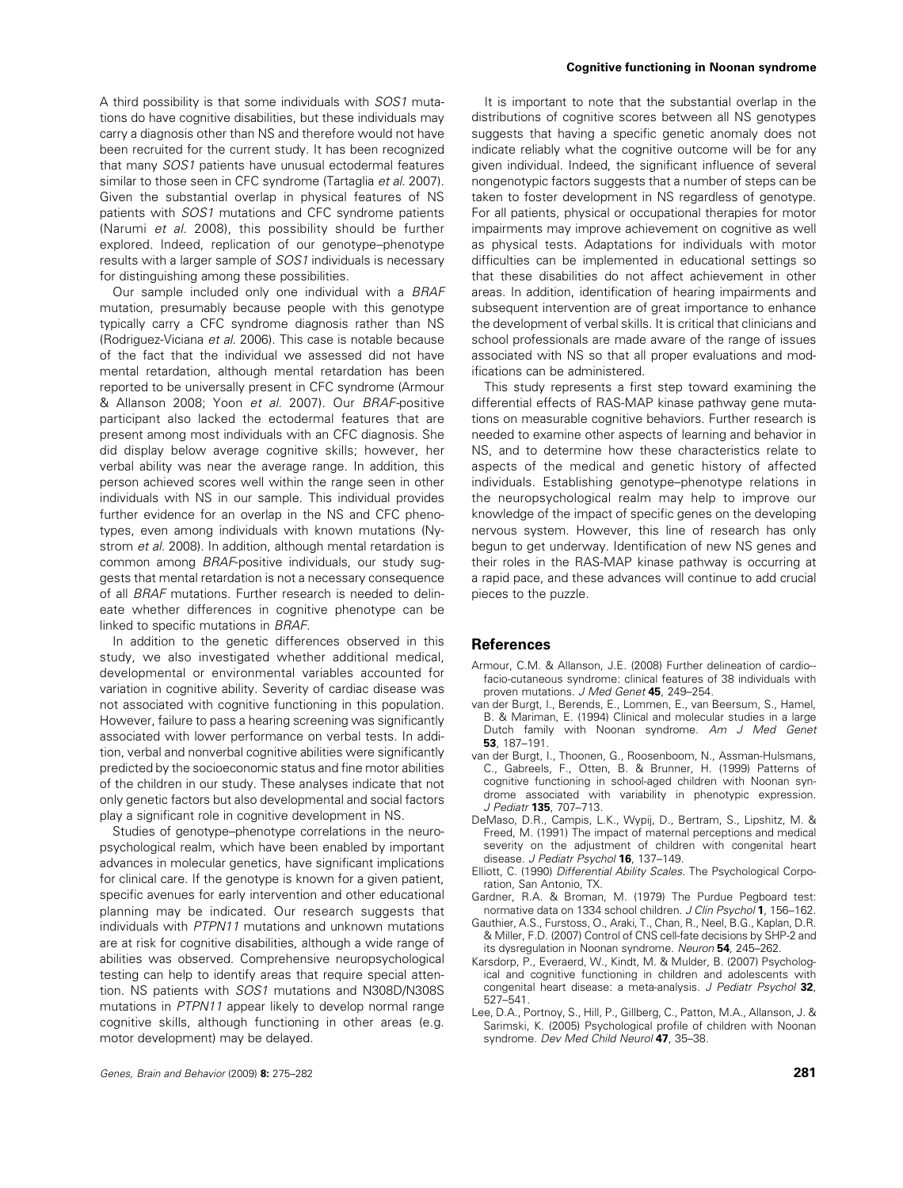A third possibility is that some individuals with *SOS1* mutations do have cognitive disabilities, but these individuals may carry a diagnosis other than NS and therefore would not have been recruited for the current study. It has been recognized that many *SOS1* patients have unusual ectodermal features similar to those seen in CFC syndrome (Tartaglia *et al.* 2007). Given the substantial overlap in physical features of NS patients with *SOS1* mutations and CFC syndrome patients (Narumi *et al.* 2008), this possibility should be further explored. Indeed, replication of our genotype–phenotype results with a larger sample of *SOS1* individuals is necessary for distinguishing among these possibilities.

Our sample included only one individual with a *BRAF* mutation, presumably because people with this genotype typically carry a CFC syndrome diagnosis rather than NS (Rodriguez-Viciana *et al.* 2006). This case is notable because of the fact that the individual we assessed did not have mental retardation, although mental retardation has been reported to be universally present in CFC syndrome (Armour & Allanson 2008; Yoon *et al.* 2007). Our *BRAF*-positive participant also lacked the ectodermal features that are present among most individuals with an CFC diagnosis. She did display below average cognitive skills; however, her verbal ability was near the average range. In addition, this person achieved scores well within the range seen in other individuals with NS in our sample. This individual provides further evidence for an overlap in the NS and CFC phenotypes, even among individuals with known mutations (Nystrom *et al.* 2008). In addition, although mental retardation is common among *BRAF*-positive individuals, our study suggests that mental retardation is not a necessary consequence of all *BRAF* mutations. Further research is needed to delineate whether differences in cognitive phenotype can be linked to specific mutations in *BRAF*.

In addition to the genetic differences observed in this study, we also investigated whether additional medical, developmental or environmental variables accounted for variation in cognitive ability. Severity of cardiac disease was not associated with cognitive functioning in this population. However, failure to pass a hearing screening was significantly associated with lower performance on verbal tests. In addition, verbal and nonverbal cognitive abilities were significantly predicted by the socioeconomic status and fine motor abilities of the children in our study. These analyses indicate that not only genetic factors but also developmental and social factors play a significant role in cognitive development in NS.

Studies of genotype–phenotype correlations in the neuropsychological realm, which have been enabled by important advances in molecular genetics, have significant implications for clinical care. If the genotype is known for a given patient, specific avenues for early intervention and other educational planning may be indicated. Our research suggests that individuals with *PTPN11* mutations and unknown mutations are at risk for cognitive disabilities, although a wide range of abilities was observed. Comprehensive neuropsychological testing can help to identify areas that require special attention. NS patients with *SOS1* mutations and N308D/N308S mutations in *PTPN11* appear likely to develop normal range cognitive skills, although functioning in other areas (e.g. motor development) may be delayed.

It is important to note that the substantial overlap in the distributions of cognitive scores between all NS genotypes suggests that having a specific genetic anomaly does not indicate reliably what the cognitive outcome will be for any given individual. Indeed, the significant influence of several nongenotypic factors suggests that a number of steps can be taken to foster development in NS regardless of genotype. For all patients, physical or occupational therapies for motor impairments may improve achievement on cognitive as well as physical tests. Adaptations for individuals with motor difficulties can be implemented in educational settings so that these disabilities do not affect achievement in other areas. In addition, identification of hearing impairments and subsequent intervention are of great importance to enhance the development of verbal skills. It is critical that clinicians and school professionals are made aware of the range of issues associated with NS so that all proper evaluations and modifications can be administered.

This study represents a first step toward examining the differential effects of RAS-MAP kinase pathway gene mutations on measurable cognitive behaviors. Further research is needed to examine other aspects of learning and behavior in NS, and to determine how these characteristics relate to aspects of the medical and genetic history of affected individuals. Establishing genotype–phenotype relations in the neuropsychological realm may help to improve our knowledge of the impact of specific genes on the developing nervous system. However, this line of research has only begun to get underway. Identification of new NS genes and their roles in the RAS-MAP kinase pathway is occurring at a rapid pace, and these advances will continue to add crucial pieces to the puzzle.

## References

Armour, C.M. & Allanson, J.E. (2008) Further delineation of cardio--facio-cutaneous syndrome: clinical features of 38 individuals with proven mutations. *J Med Genet* **45**, 249–254.

van der Burgt, I., Berends, E., Lommen, E., van Beersum, S., Hamel, B. & Mariman, E. (1994) Clinical and molecular studies in a large Dutch family with Noonan syndrome. *Am J Med Genet* **53**, 187–191.

van der Burgt, I., Thoonen, G., Roosenboom, N., Assman-Hulsmans, C., Gabreels, F., Otten, B. & Brunner, H. (1999) Patterns of cognitive functioning in school-aged children with Noonan syndrome associated with variability in phenotypic expression. *J Pediatr* **135**, 707–713.

DeMaso, D.R., Campis, L.K., Wypij, D., Bertram, S., Lipshitz, M. & Freed, M. (1991) The impact of maternal perceptions and medical severity on the adjustment of children with congenital heart disease. *J Pediatr Psychol* **16**, 137–149.

Elliott, C. (1990) *Differential Ability Scales*. The Psychological Corporation, San Antonio, TX.

Gardner, R.A. & Broman, M. (1979) The Purdue Pegboard test: normative data on 1334 school children. *J Clin Psychol* **1**, 156–162.

Gauthier, A.S., Furstoss, O., Araki, T., Chan, R., Neel, B.G., Kaplan, D.R. & Miller, F.D. (2007) Control of CNS cell-fate decisions by SHP-2 and its dysregulation in Noonan syndrome. *Neuron* **54**, 245–262.

Karsdorp, P., Everaerd, W., Kindt, M. & Mulder, B. (2007) Psychological and cognitive functioning in children and adolescents with congenital heart disease: a meta-analysis. *J Pediatr Psychol* **32**, 527–541.

Lee, D.A., Portnoy, S., Hill, P., Gillberg, C., Patton, M.A., Allanson, J. & Sarimski, K. (2005) Psychological profile of children with Noonan syndrome. *Dev Med Child Neurol* **47**, 35–38.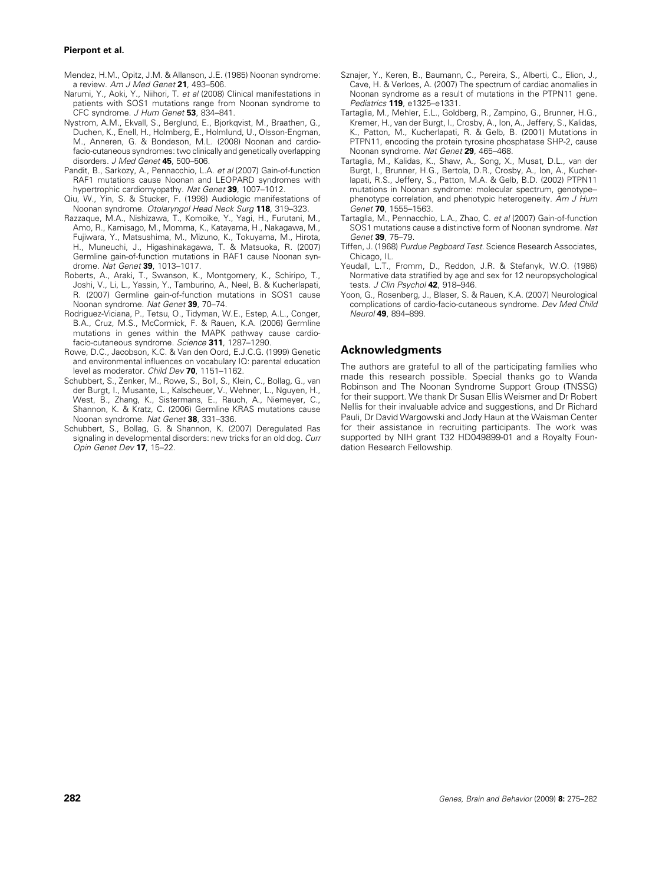Mendez, H.M., Opitz, J.M. & Allanson, J.E. (1985) Noonan syndrome: a review. *Am J Med Genet* **21**, 493–506.

Narumi, Y., Aoki, Y., Niihori, T. *et al* (2008) Clinical manifestations in patients with SOS1 mutations range from Noonan syndrome to CFC syndrome. *J Hum Genet* **53**, 834–841.

Nystrom, A.M., Ekvall, S., Berglund, E., Bjorkqvist, M., Braathen, G., Duchen, K., Enell, H., Holmberg, E., Holmlund, U., Olsson-Engman, M., Anneren, G. & Bondeson, M.L. (2008) Noonan and cardio-facio-cutaneous syndromes: two clinically and genetically overlapping disorders. *J Med Genet* **45**, 500–506.

Pandit, B., Sarkozy, A., Pennacchio, L.A. *et al* (2007) Gain-of-function RAF1 mutations cause Noonan and LEOPARD syndromes with hypertrophic cardiomyopathy. *Nat Genet* **39**, 1007–1012.

Qiu, W., Yin, S. & Stucker, F. (1998) Audiologic manifestations of Noonan syndrome. *Otolaryngol Head Neck Surg* **118**, 319–323.

Razzaque, M.A., Nishizawa, T., Komoike, Y., Yagi, H., Furutani, M., Amo, R., Kamisago, M., Momma, K., Katayama, H., Nakagawa, M., Fujiwara, Y., Matsushima, M., Mizuno, K., Tokuyama, M., Hirota, H., Muneuchi, J., Higashinakagawa, T. & Matsuoka, R. (2007) Germline gain-of-function mutations in RAF1 cause Noonan syndrome. *Nat Genet* **39**, 1013–1017.

Roberts, A., Araki, T., Swanson, K., Montgomery, K., Schiripo, T., Joshi, V., Li, L., Yassin, Y., Tamburino, A., Neel, B. & Kucherlapati, R. (2007) Germline gain-of-function mutations in SOS1 cause Noonan syndrome. *Nat Genet* **39**, 70–74.

Rodriguez-Viciana, P., Tetsu, O., Tidyman, W.E., Estep, A.L., Conger, B.A., Cruz, M.S., McCormick, F. & Rauen, K.A. (2006) Germline mutations in genes within the MAPK pathway cause cardio-facio-cutaneous syndrome. *Science* **311**, 1287–1290.

Rowe, D.C., Jacobson, K.C. & Van den Oord, E.J.C.G. (1999) Genetic and environmental influences on vocabulary IQ: parental education level as moderator. *Child Dev* **70**, 1151–1162.

Schubbert, S., Zenker, M., Rowe, S., Boll, S., Klein, C., Bollag, G., van der Burgt, I., Musante, L., Kalscheuer, V., Wehner, L., Nguyen, H., West, B., Zhang, K., Sistermans, E., Rauch, A., Niemeyer, C., Shannon, K. & Kratz, C. (2006) Germline KRAS mutations cause Noonan syndrome. *Nat Genet* **38**, 331–336.

Schubbert, S., Bollag, G. & Shannon, K. (2007) Deregulated Ras signaling in developmental disorders: new tricks for an old dog. *Curr Opin Genet Dev* **17**, 15–22.

Sznajer, Y., Keren, B., Baumann, C., Pereira, S., Alberti, C., Elion, J., Cave, H. & Verloes, A. (2007) The spectrum of cardiac anomalies in Noonan syndrome as a result of mutations in the PTPN11 gene. *Pediatrics* **119**, e1325–e1331.

Tartaglia, M., Mehler, E.L., Goldberg, R., Zampino, G., Brunner, H.G., Kremer, H., van der Burgt, I., Crosby, A., Ion, A., Jeffery, S., Kalidas, K., Patton, M., Kucherlapati, R. & Gelb, B. (2001) Mutations in PTPN11, encoding the protein tyrosine phosphatase SHP-2, cause Noonan syndrome. *Nat Genet* **29**, 465–468.

Tartaglia, M., Kalidas, K., Shaw, A., Song, X., Musat, D.L., van der Burgt, I., Brunner, H.G., Bertola, D.R., Crosby, A., Ion, A., Kucherlapati, R.S., Jeffery, S., Patton, M.A. & Gelb, B.D. (2002) PTPN11 mutations in Noonan syndrome: molecular spectrum, genotype–phenotype correlation, and phenotypic heterogeneity. *Am J Hum Genet* **70**, 1555–1563.

Tartaglia, M., Pennacchio, L.A., Zhao, C. *et al* (2007) Gain-of-function SOS1 mutations cause a distinctive form of Noonan syndrome. *Nat Genet* **39**, 75–79.

Tiffen, J. (1968) *Purdue Pegboard Test*. Science Research Associates, Chicago, IL.

Yeudall, L.T., Fromm, D., Reddon, J.R. & Stefanyk, W.O. (1986) Normative data stratified by age and sex for 12 neuropsychological tests. *J Clin Psychol* **42**, 918–946.

Yoon, G., Rosenberg, J., Blaser, S. & Rauen, K.A. (2007) Neurological complications of cardio-facio-cutaneous syndrome. *Dev Med Child Neurol* **49**, 894–899.

## Acknowledgments

The authors are grateful to all of the participating families who made this research possible. Special thanks go to Wanda Robinson and The Noonan Syndrome Support Group (TNSSG) for their support. We thank Dr Susan Ellis Weismer and Dr Robert Nellis for their invaluable advice and suggestions, and Dr Richard Pauli, Dr David Wargowski and Jody Haun at the Waisman Center for their assistance in recruiting participants. The work was supported by NIH grant T32 HD049899-01 and a Royalty Foundation Research Fellowship.